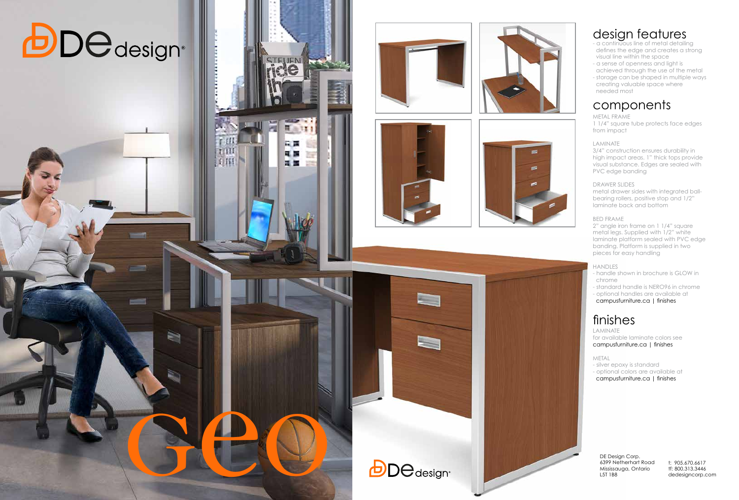# DE design®

# geo

## design features

- a continuous line of metal detailing defines the edge and creates a strong visual line within the space
- a sense of openness and light is achieved through the use of the metal
- storage can be shaped in multiple ways creating valuable space where needed most

## components

METAL FRAME
1 1/4" square tube protects face edges from impact

LAMINATE
3/4" construction ensures durability in high impact areas. 1" thick tops provide visual substance. Edges are sealed with PVC edge banding

DRAWER SLIDES
metal drawer sides with integrated ball-bearing rollers, positive stop and 1/2" laminate back and bottom

BED FRAME
2" angle iron frame on 1 1/4" square metal legs. Supplied with 1/2" white laminate platform sealed with PVC edge banding. Platform is supplied in two pieces for easy handling

HANDLES
- handle shown in brochure is GLOW in chrome
- standard handle is NERO96 in chrome
- optional handles are available at campusfurniture.ca | finishes

## finishes

LAMINATE
for available laminate colors see campusfurniture.ca | finishes

METAL
- silver epoxy is standard
- optional colors are available at campusfurniture.ca | finishes

DE design®

DE Design Corp.
6399 Netherhart Road
Mississauga, Ontario
L5T 1B8

t: 905.670.6617
tf: 800.313.3446
dedesigncorp.com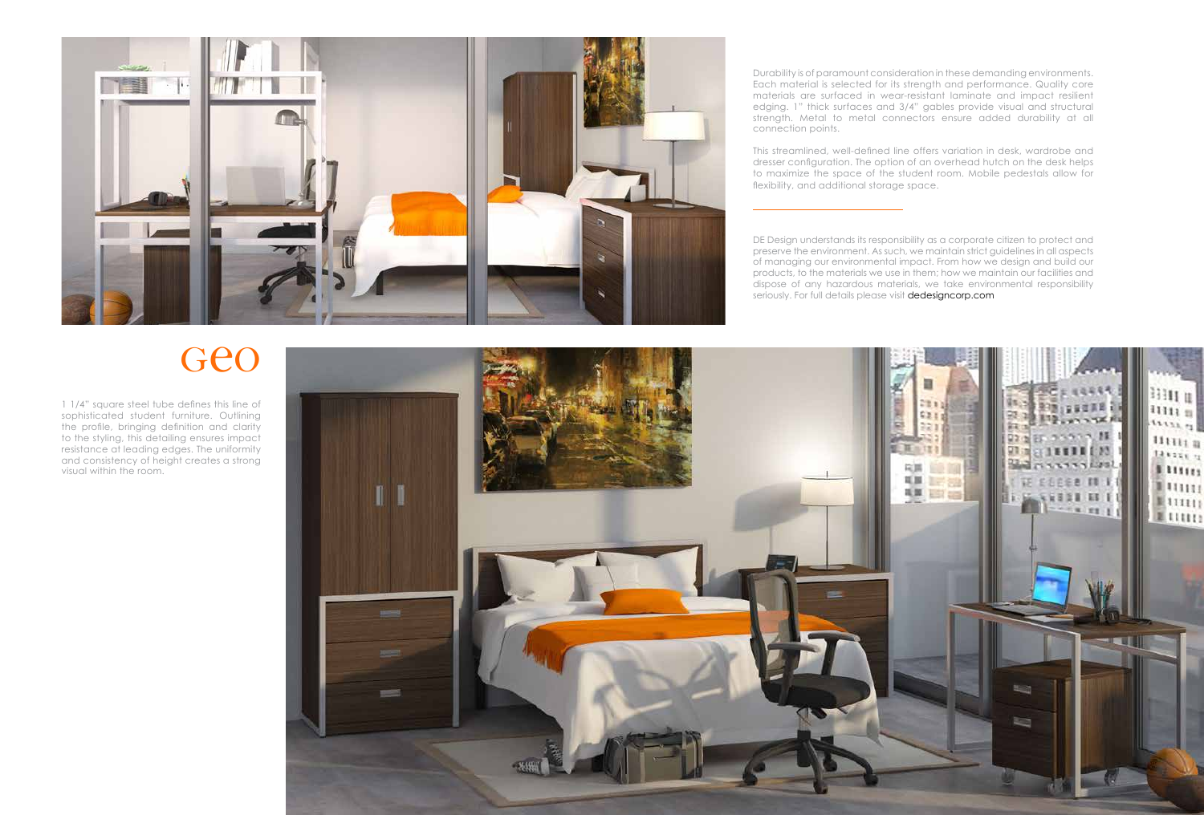Durability is of paramount consideration in these demanding environments. Each material is selected for its strength and performance. Quality core materials are surfaced in wear-resistant laminate and impact resilient edging. 1" thick surfaces and 3/4" gables provide visual and structural strength. Metal to metal connectors ensure added durability at all connection points.

This streamlined, well-defined line offers variation in desk, wardrobe and dresser configuration. The option of an overhead hutch on the desk helps to maximize the space of the student room. Mobile pedestals allow for flexibility, and additional storage space.

---

DE Design understands its responsibility as a corporate citizen to protect and preserve the environment. As such, we maintain strict guidelines in all aspects of managing our environmental impact. From how we design and build our products, to the materials we use in them; how we maintain our facilities and dispose of any hazardous materials, we take environmental responsibility seriously. For full details please visit dedesigncorp.com

# Geo

1 1/4" square steel tube defines this line of sophisticated student furniture. Outlining the profile, bringing definition and clarity to the styling, this detailing ensures impact resistance at leading edges. The uniformity and consistency of height creates a strong visual within the room.